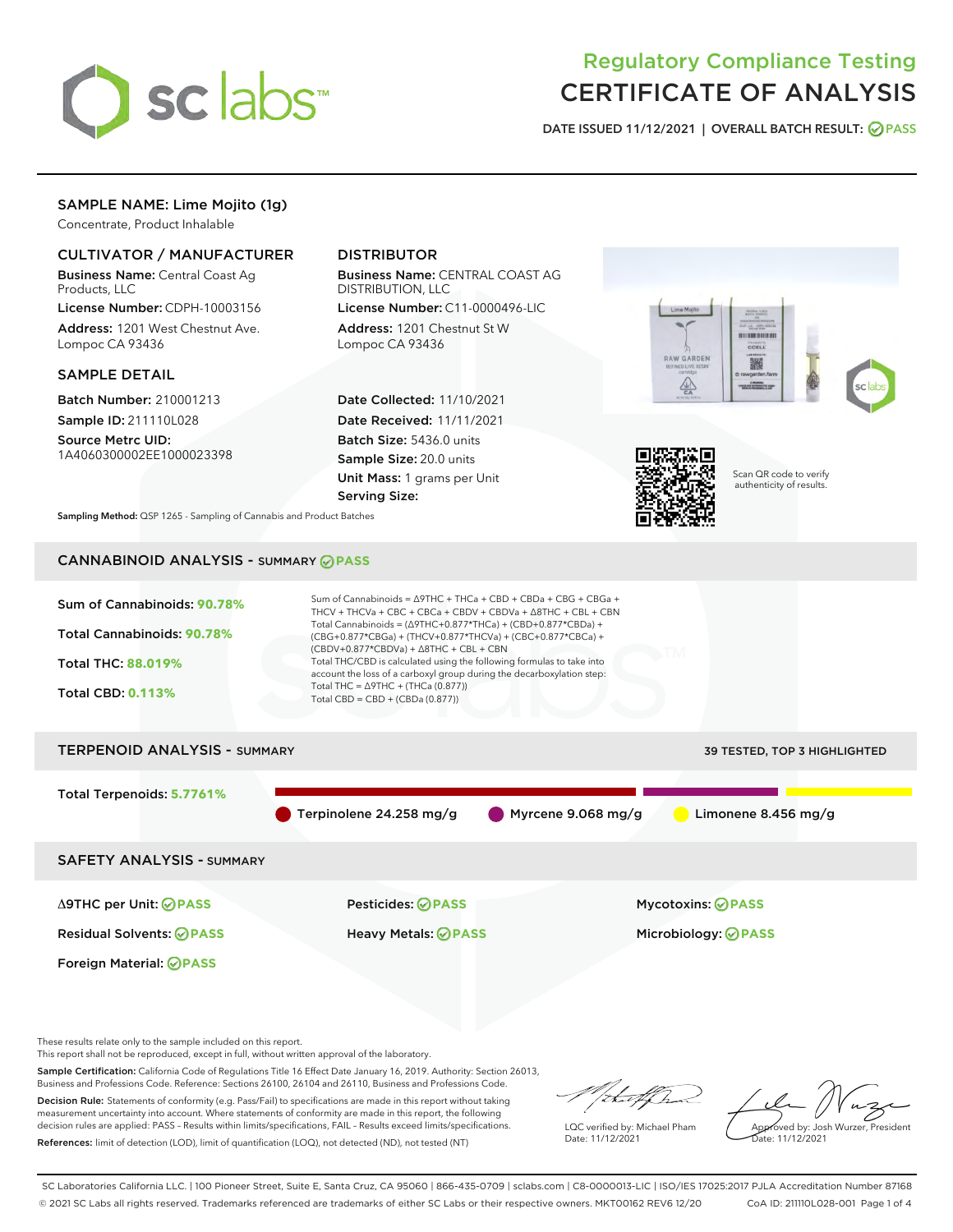# Regulatory Compliance Testing
# CERTIFICATE OF ANALYSIS

DATE ISSUED 11/12/2021 | OVERALL BATCH RESULT: PASS

## SAMPLE NAME: Lime Mojito (1g)

Concentrate, Product Inhalable

### CULTIVATOR / MANUFACTURER

**Business Name:** Central Coast Ag Products, LLC

**License Number:** CDPH-10003156

**Address:** 1201 West Chestnut Ave. Lompoc CA 93436

### DISTRIBUTOR

**Business Name:** CENTRAL COAST AG DISTRIBUTION, LLC

**License Number:** C11-0000496-LIC

**Address:** 1201 Chestnut St W Lompoc CA 93436

### SAMPLE DETAIL

**Batch Number:** 210001213

**Sample ID:** 211110L028

**Source Metrc UID:** 1A4060300002EE1000023398

**Date Collected:** 11/10/2021

**Date Received:** 11/11/2021

**Batch Size:** 5436.0 units

**Sample Size:** 20.0 units

**Unit Mass:** 1 grams per Unit

**Serving Size:**

**Sampling Method:** QSP 1265 - Sampling of Cannabis and Product Batches

Scan QR code to verify authenticity of results.

## CANNABINOID ANALYSIS - SUMMARY PASS

Sum of Cannabinoids: **90.78%**

Total Cannabinoids: **90.78%**

Total THC: **88.019%**

Total CBD: **0.113%**

Sum of Cannabinoids = Δ9THC + THCa + CBD + CBDa + CBG + CBGa + THCV + THCVa + CBC + CBCa + CBDV + CBDVa + Δ8THC + CBL + CBN

Total Cannabinoids = (Δ9THC+0.877*THCa) + (CBD+0.877*CBDa) + (CBG+0.877*CBGa) + (THCV+0.877*THCVa) + (CBC+0.877*CBCa) + (CBDV+0.877*CBDVa) + Δ8THC + CBL + CBN

Total THC/CBD is calculated using the following formulas to take into account the loss of a carboxyl group during the decarboxylation step:

Total THC = Δ9THC + (THCa (0.877))

Total CBD = CBD + (CBDa (0.877))

## TERPENOID ANALYSIS - SUMMARY

39 TESTED, TOP 3 HIGHLIGHTED

Total Terpenoids: **5.7761%**

Terpinolene 24.258 mg/g | Myrcene 9.068 mg/g | Limonene 8.456 mg/g

## SAFETY ANALYSIS - SUMMARY

| | | |
|---|---|---|
| Δ9THC per Unit: PASS | Pesticides: PASS | Mycotoxins: PASS |
| Residual Solvents: PASS | Heavy Metals: PASS | Microbiology: PASS |
| Foreign Material: PASS | | |

These results relate only to the sample included on this report.
This report shall not be reproduced, except in full, without written approval of the laboratory.

**Sample Certification:** California Code of Regulations Title 16 Effect Date January 16, 2019. Authority: Section 26013, Business and Professions Code. Reference: Sections 26100, 26104 and 26110, Business and Professions Code.

**Decision Rule:** Statements of conformity (e.g. Pass/Fail) to specifications are made in this report without taking measurement uncertainty into account. Where statements of conformity are made in this report, the following decision rules are applied: PASS – Results within limits/specifications, FAIL – Results exceed limits/specifications.

**References:** limit of detection (LOD), limit of quantification (LOQ), not detected (ND), not tested (NT)

LQC verified by: Michael Pham
Date: 11/12/2021

Approved by: Josh Wurzer, President
Date: 11/12/2021

SC Laboratories California LLC. | 100 Pioneer Street, Suite E, Santa Cruz, CA 95060 | 866-435-0709 | sclabs.com | C8-0000013-LIC | ISO/IES 17025:2017 PJLA Accreditation Number 87168
© 2021 SC Labs all rights reserved. Trademarks referenced are trademarks of either SC Labs or their respective owners. MKT00162 REV6 12/20 CoA ID: 211110L028-001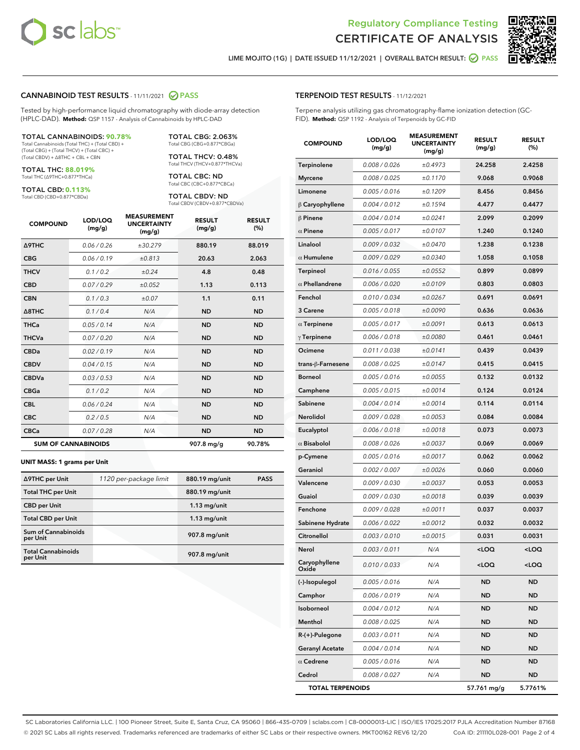Regulatory Compliance Testing
# CERTIFICATE OF ANALYSIS

LIME MOJITO (1G) | DATE ISSUED 11/12/2021 | OVERALL BATCH RESULT: PASS

## CANNABINOID TEST RESULTS - 11/11/2021 PASS

Tested by high-performance liquid chromatography with diode-array detection (HPLC-DAD). **Method:** QSP 1157 - Analysis of Cannabinoids by HPLC-DAD

**TOTAL CANNABINOIDS: 90.78%**
Total Cannabinoids (Total THC) + (Total CBD) + (Total CBG) + (Total THCV) + (Total CBC) + (Total CBDV) + Δ8THC + CBL + CBN

**TOTAL THC: 88.019%**
Total THC (Δ9THC+0.877*THCa)

**TOTAL CBD: 0.113%**
Total CBD (CBD+0.877*CBDa)

**TOTAL CBG: 2.063%**
Total CBG (CBG+0.877*CBGa)

**TOTAL THCV: 0.48%**
Total THCV (THCV+0.877*THCVa)

**TOTAL CBC: ND**
Total CBC (CBC+0.877*CBCa)

**TOTAL CBDV: ND**
Total CBDV (CBDV+0.877*CBDVa)

| COMPOUND | LOD/LOQ (mg/g) | MEASUREMENT UNCERTAINTY (mg/g) | RESULT (mg/g) | RESULT (%) |
|---|---|---|---|---|
| Δ9THC | 0.06 / 0.26 | ±30.279 | 880.19 | 88.019 |
| CBG | 0.06 / 0.19 | ±0.813 | 20.63 | 2.063 |
| THCV | 0.1 / 0.2 | ±0.24 | 4.8 | 0.48 |
| CBD | 0.07 / 0.29 | ±0.052 | 1.13 | 0.113 |
| CBN | 0.1 / 0.3 | ±0.07 | 1.1 | 0.11 |
| Δ8THC | 0.1 / 0.4 | N/A | ND | ND |
| THCa | 0.05 / 0.14 | N/A | ND | ND |
| THCVa | 0.07 / 0.20 | N/A | ND | ND |
| CBDa | 0.02 / 0.19 | N/A | ND | ND |
| CBDV | 0.04 / 0.15 | N/A | ND | ND |
| CBDVa | 0.03 / 0.53 | N/A | ND | ND |
| CBGa | 0.1 / 0.2 | N/A | ND | ND |
| CBL | 0.06 / 0.24 | N/A | ND | ND |
| CBC | 0.2 / 0.5 | N/A | ND | ND |
| CBCa | 0.07 / 0.28 | N/A | ND | ND |
| **SUM OF CANNABINOIDS** | | | **907.8 mg/g** | **90.78%** |

**UNIT MASS: 1 grams per Unit**

| | | | |
|---|---|---|---|
| Δ9THC per Unit | 1120 per-package limit | 880.19 mg/unit | PASS |
| Total THC per Unit | | 880.19 mg/unit | |
| CBD per Unit | | 1.13 mg/unit | |
| Total CBD per Unit | | 1.13 mg/unit | |
| Sum of Cannabinoids per Unit | | 907.8 mg/unit | |
| Total Cannabinoids per Unit | | 907.8 mg/unit | |

## TERPENOID TEST RESULTS - 11/12/2021

Terpene analysis utilizing gas chromatography-flame ionization detection (GC-FID). **Method:** QSP 1192 - Analysis of Terpenoids by GC-FID

| COMPOUND | LOD/LOQ (mg/g) | MEASUREMENT UNCERTAINTY (mg/g) | RESULT (mg/g) | RESULT (%) |
|---|---|---|---|---|
| Terpinolene | 0.008 / 0.026 | ±0.4973 | 24.258 | 2.4258 |
| Myrcene | 0.008 / 0.025 | ±0.1170 | 9.068 | 0.9068 |
| Limonene | 0.005 / 0.016 | ±0.1209 | 8.456 | 0.8456 |
| β Caryophyllene | 0.004 / 0.012 | ±0.1594 | 4.477 | 0.4477 |
| β Pinene | 0.004 / 0.014 | ±0.0241 | 2.099 | 0.2099 |
| α Pinene | 0.005 / 0.017 | ±0.0107 | 1.240 | 0.1240 |
| Linalool | 0.009 / 0.032 | ±0.0470 | 1.238 | 0.1238 |
| α Humulene | 0.009 / 0.029 | ±0.0340 | 1.058 | 0.1058 |
| Terpineol | 0.016 / 0.055 | ±0.0552 | 0.899 | 0.0899 |
| α Phellandrene | 0.006 / 0.020 | ±0.0109 | 0.803 | 0.0803 |
| Fenchol | 0.010 / 0.034 | ±0.0267 | 0.691 | 0.0691 |
| 3 Carene | 0.005 / 0.018 | ±0.0090 | 0.636 | 0.0636 |
| α Terpinene | 0.005 / 0.017 | ±0.0091 | 0.613 | 0.0613 |
| γ Terpinene | 0.006 / 0.018 | ±0.0080 | 0.461 | 0.0461 |
| Ocimene | 0.011 / 0.038 | ±0.0141 | 0.439 | 0.0439 |
| trans-β-Farnesene | 0.008 / 0.025 | ±0.0147 | 0.415 | 0.0415 |
| Borneol | 0.005 / 0.016 | ±0.0055 | 0.132 | 0.0132 |
| Camphene | 0.005 / 0.015 | ±0.0014 | 0.124 | 0.0124 |
| Sabinene | 0.004 / 0.014 | ±0.0014 | 0.114 | 0.0114 |
| Nerolidol | 0.009 / 0.028 | ±0.0053 | 0.084 | 0.0084 |
| Eucalyptol | 0.006 / 0.018 | ±0.0018 | 0.073 | 0.0073 |
| α Bisabolol | 0.008 / 0.026 | ±0.0037 | 0.069 | 0.0069 |
| p-Cymene | 0.005 / 0.016 | ±0.0017 | 0.062 | 0.0062 |
| Geraniol | 0.002 / 0.007 | ±0.0026 | 0.060 | 0.0060 |
| Valencene | 0.009 / 0.030 | ±0.0037 | 0.053 | 0.0053 |
| Guaiol | 0.009 / 0.030 | ±0.0018 | 0.039 | 0.0039 |
| Fenchone | 0.009 / 0.028 | ±0.0011 | 0.037 | 0.0037 |
| Sabinene Hydrate | 0.006 / 0.022 | ±0.0012 | 0.032 | 0.0032 |
| Citronellol | 0.003 / 0.010 | ±0.0015 | 0.031 | 0.0031 |
| Nerol | 0.003 / 0.011 | N/A | <LOQ | <LOQ |
| Caryophyllene Oxide | 0.010 / 0.033 | N/A | <LOQ | <LOQ |
| (-)-Isopulegol | 0.005 / 0.016 | N/A | ND | ND |
| Camphor | 0.006 / 0.019 | N/A | ND | ND |
| Isoborneol | 0.004 / 0.012 | N/A | ND | ND |
| Menthol | 0.008 / 0.025 | N/A | ND | ND |
| R-(+)-Pulegone | 0.003 / 0.011 | N/A | ND | ND |
| Geranyl Acetate | 0.004 / 0.014 | N/A | ND | ND |
| α Cedrene | 0.005 / 0.016 | N/A | ND | ND |
| Cedrol | 0.008 / 0.027 | N/A | ND | ND |
| **TOTAL TERPENOIDS** | | | **57.761 mg/g** | **5.7761%** |

SC Laboratories California LLC. | 100 Pioneer Street, Suite E, Santa Cruz, CA 95060 | 866-435-0709 | sclabs.com | C8-0000013-LIC | ISO/IES 17025:2017 PJLA Accreditation Number 87168
© 2021 SC Labs all rights reserved. Trademarks referenced are trademarks of either SC Labs or their respective owners. MKT00162 REV6 12/20 CoA ID: 211110L028-001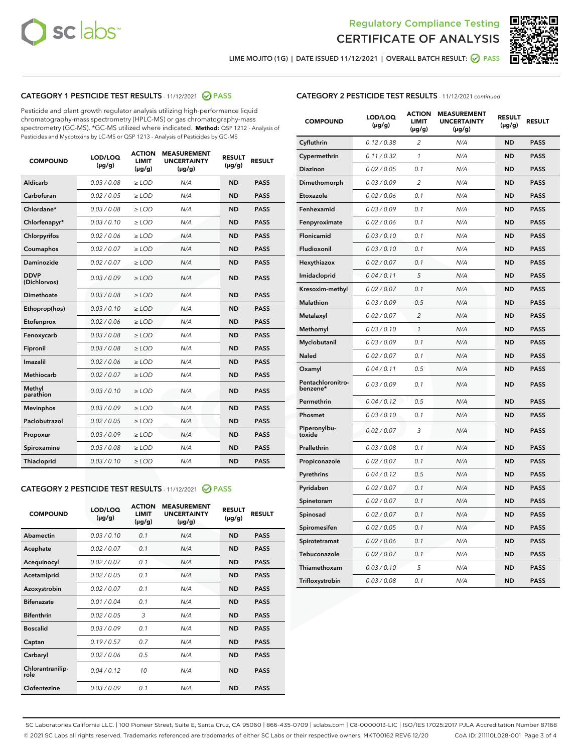LIME MOJITO (1G) | DATE ISSUED 11/12/2021 | OVERALL BATCH RESULT: PASS

## CATEGORY 1 PESTICIDE TEST RESULTS - 11/12/2021 PASS

Pesticide and plant growth regulator analysis utilizing high-performance liquid chromatography-mass spectrometry (HPLC-MS) or gas chromatography-mass spectrometry (GC-MS). *GC-MS utilized where indicated. **Method:** QSP 1212 - Analysis of Pesticides and Mycotoxins by LC-MS or QSP 1213 - Analysis of Pesticides by GC-MS

| COMPOUND | LOD/LOQ (µg/g) | ACTION LIMIT (µg/g) | MEASUREMENT UNCERTAINTY (µg/g) | RESULT (µg/g) | RESULT |
|---|---|---|---|---|---|
| Aldicarb | 0.03 / 0.08 | ≥ LOD | N/A | ND | PASS |
| Carbofuran | 0.02 / 0.05 | ≥ LOD | N/A | ND | PASS |
| Chlordane* | 0.03 / 0.08 | ≥ LOD | N/A | ND | PASS |
| Chlorfenapyr* | 0.03 / 0.10 | ≥ LOD | N/A | ND | PASS |
| Chlorpyrifos | 0.02 / 0.06 | ≥ LOD | N/A | ND | PASS |
| Coumaphos | 0.02 / 0.07 | ≥ LOD | N/A | ND | PASS |
| Daminozide | 0.02 / 0.07 | ≥ LOD | N/A | ND | PASS |
| DDVP (Dichlorvos) | 0.03 / 0.09 | ≥ LOD | N/A | ND | PASS |
| Dimethoate | 0.03 / 0.08 | ≥ LOD | N/A | ND | PASS |
| Ethoprop(hos) | 0.03 / 0.10 | ≥ LOD | N/A | ND | PASS |
| Etofenprox | 0.02 / 0.06 | ≥ LOD | N/A | ND | PASS |
| Fenoxycarb | 0.03 / 0.08 | ≥ LOD | N/A | ND | PASS |
| Fipronil | 0.03 / 0.08 | ≥ LOD | N/A | ND | PASS |
| Imazalil | 0.02 / 0.06 | ≥ LOD | N/A | ND | PASS |
| Methiocarb | 0.02 / 0.07 | ≥ LOD | N/A | ND | PASS |
| Methyl parathion | 0.03 / 0.10 | ≥ LOD | N/A | ND | PASS |
| Mevinphos | 0.03 / 0.09 | ≥ LOD | N/A | ND | PASS |
| Paclobutrazol | 0.02 / 0.05 | ≥ LOD | N/A | ND | PASS |
| Propoxur | 0.03 / 0.09 | ≥ LOD | N/A | ND | PASS |
| Spiroxamine | 0.03 / 0.08 | ≥ LOD | N/A | ND | PASS |
| Thiacloprid | 0.03 / 0.10 | ≥ LOD | N/A | ND | PASS |

## CATEGORY 2 PESTICIDE TEST RESULTS - 11/12/2021 PASS

| COMPOUND | LOD/LOQ (µg/g) | ACTION LIMIT (µg/g) | MEASUREMENT UNCERTAINTY (µg/g) | RESULT (µg/g) | RESULT |
|---|---|---|---|---|---|
| Abamectin | 0.03 / 0.10 | 0.1 | N/A | ND | PASS |
| Acephate | 0.02 / 0.07 | 0.1 | N/A | ND | PASS |
| Acequinocyl | 0.02 / 0.07 | 0.1 | N/A | ND | PASS |
| Acetamiprid | 0.02 / 0.05 | 0.1 | N/A | ND | PASS |
| Azoxystrobin | 0.02 / 0.07 | 0.1 | N/A | ND | PASS |
| Bifenazate | 0.01 / 0.04 | 0.1 | N/A | ND | PASS |
| Bifenthrin | 0.02 / 0.05 | 3 | N/A | ND | PASS |
| Boscalid | 0.03 / 0.09 | 0.1 | N/A | ND | PASS |
| Captan | 0.19 / 0.57 | 0.7 | N/A | ND | PASS |
| Carbaryl | 0.02 / 0.06 | 0.5 | N/A | ND | PASS |
| Chlorantraniliprole | 0.04 / 0.12 | 10 | N/A | ND | PASS |
| Clofentezine | 0.03 / 0.09 | 0.1 | N/A | ND | PASS |
| Cyfluthrin | 0.12 / 0.38 | 2 | N/A | ND | PASS |
| Cypermethrin | 0.11 / 0.32 | 1 | N/A | ND | PASS |
| Diazinon | 0.02 / 0.05 | 0.1 | N/A | ND | PASS |
| Dimethomorph | 0.03 / 0.09 | 2 | N/A | ND | PASS |
| Etoxazole | 0.02 / 0.06 | 0.1 | N/A | ND | PASS |
| Fenhexamid | 0.03 / 0.09 | 0.1 | N/A | ND | PASS |
| Fenpyroximate | 0.02 / 0.06 | 0.1 | N/A | ND | PASS |
| Flonicamid | 0.03 / 0.10 | 0.1 | N/A | ND | PASS |
| Fludioxonil | 0.03 / 0.10 | 0.1 | N/A | ND | PASS |
| Hexythiazox | 0.02 / 0.07 | 0.1 | N/A | ND | PASS |
| Imidacloprid | 0.04 / 0.11 | 5 | N/A | ND | PASS |
| Kresoxim-methyl | 0.02 / 0.07 | 0.1 | N/A | ND | PASS |
| Malathion | 0.03 / 0.09 | 0.5 | N/A | ND | PASS |
| Metalaxyl | 0.02 / 0.07 | 2 | N/A | ND | PASS |
| Methomyl | 0.03 / 0.10 | 1 | N/A | ND | PASS |
| Myclobutanil | 0.03 / 0.09 | 0.1 | N/A | ND | PASS |
| Naled | 0.02 / 0.07 | 0.1 | N/A | ND | PASS |
| Oxamyl | 0.04 / 0.11 | 0.5 | N/A | ND | PASS |
| Pentachloronitrobenzene* | 0.03 / 0.09 | 0.1 | N/A | ND | PASS |
| Permethrin | 0.04 / 0.12 | 0.5 | N/A | ND | PASS |
| Phosmet | 0.03 / 0.10 | 0.1 | N/A | ND | PASS |
| Piperonylbutoxide | 0.02 / 0.07 | 3 | N/A | ND | PASS |
| Prallethrin | 0.03 / 0.08 | 0.1 | N/A | ND | PASS |
| Propiconazole | 0.02 / 0.07 | 0.1 | N/A | ND | PASS |
| Pyrethrins | 0.04 / 0.12 | 0.5 | N/A | ND | PASS |
| Pyridaben | 0.02 / 0.07 | 0.1 | N/A | ND | PASS |
| Spinetoram | 0.02 / 0.07 | 0.1 | N/A | ND | PASS |
| Spinosad | 0.02 / 0.07 | 0.1 | N/A | ND | PASS |
| Spiromesifen | 0.02 / 0.05 | 0.1 | N/A | ND | PASS |
| Spirotetramat | 0.02 / 0.06 | 0.1 | N/A | ND | PASS |
| Tebuconazole | 0.02 / 0.07 | 0.1 | N/A | ND | PASS |
| Thiamethoxam | 0.03 / 0.10 | 5 | N/A | ND | PASS |
| Trifloxystrobin | 0.03 / 0.08 | 0.1 | N/A | ND | PASS |

SC Laboratories California LLC. | 100 Pioneer Street, Suite E, Santa Cruz, CA 95060 | 866-435-0709 | sclabs.com | C8-0000013-LIC | ISO/IES 17025:2017 PJLA Accreditation Number 87168
© 2021 SC Labs all rights reserved. Trademarks referenced are trademarks of either SC Labs or their respective owners. MKT00162 REV6 12/20 CoA ID: 211110L028-001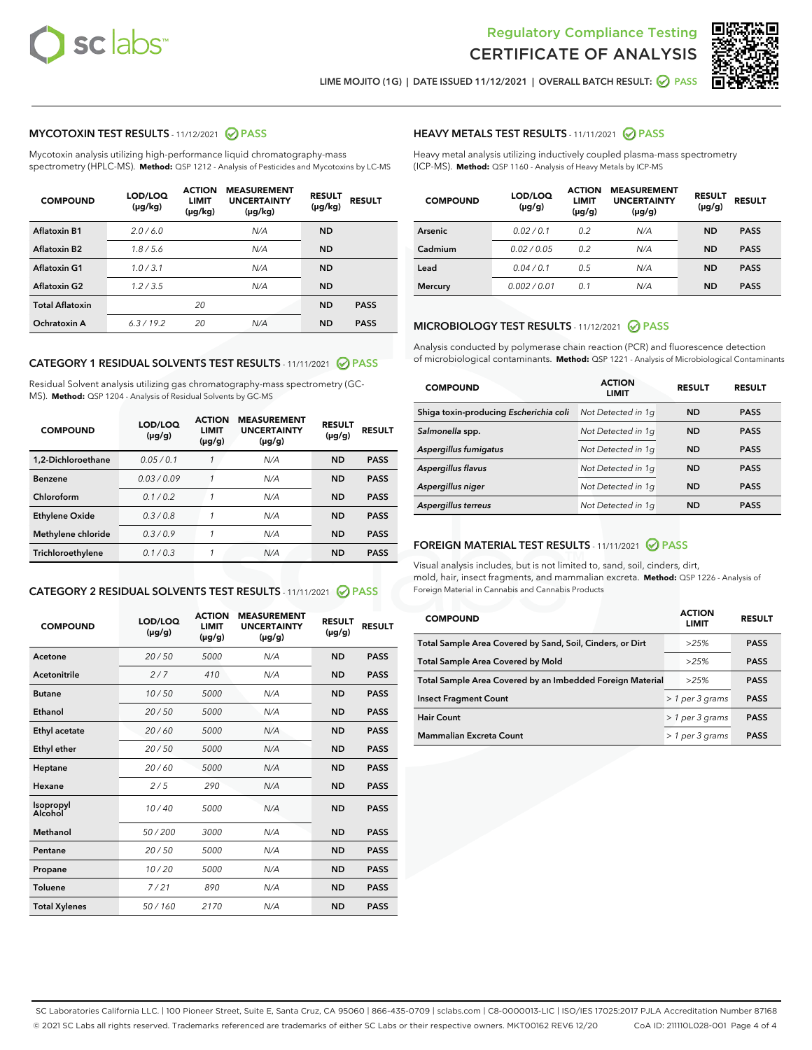Regulatory Compliance Testing

# CERTIFICATE OF ANALYSIS

LIME MOJITO (1G) | DATE ISSUED 11/12/2021 | OVERALL BATCH RESULT: PASS

## MYCOTOXIN TEST RESULTS - 11/12/2021 PASS

Mycotoxin analysis utilizing high-performance liquid chromatography-mass spectrometry (HPLC-MS). **Method:** QSP 1212 - Analysis of Pesticides and Mycotoxins by LC-MS

| COMPOUND | LOD/LOQ (µg/kg) | ACTION LIMIT (µg/kg) | MEASUREMENT UNCERTAINTY (µg/kg) | RESULT (µg/kg) | RESULT |
|---|---|---|---|---|---|
| Aflatoxin B1 | 2.0 / 6.0 | | N/A | ND | |
| Aflatoxin B2 | 1.8 / 5.6 | | N/A | ND | |
| Aflatoxin G1 | 1.0 / 3.1 | | N/A | ND | |
| Aflatoxin G2 | 1.2 / 3.5 | | N/A | ND | |
| Total Aflatoxin | | 20 | | ND | PASS |
| Ochratoxin A | 6.3 / 19.2 | 20 | N/A | ND | PASS |

## CATEGORY 1 RESIDUAL SOLVENTS TEST RESULTS - 11/11/2021 PASS

Residual Solvent analysis utilizing gas chromatography-mass spectrometry (GC-MS). **Method:** QSP 1204 - Analysis of Residual Solvents by GC-MS

| COMPOUND | LOD/LOQ (µg/g) | ACTION LIMIT (µg/g) | MEASUREMENT UNCERTAINTY (µg/g) | RESULT (µg/g) | RESULT |
|---|---|---|---|---|---|
| 1,2-Dichloroethane | 0.05 / 0.1 | 1 | N/A | ND | PASS |
| Benzene | 0.03 / 0.09 | 1 | N/A | ND | PASS |
| Chloroform | 0.1 / 0.2 | 1 | N/A | ND | PASS |
| Ethylene Oxide | 0.3 / 0.8 | 1 | N/A | ND | PASS |
| Methylene chloride | 0.3 / 0.9 | 1 | N/A | ND | PASS |
| Trichloroethylene | 0.1 / 0.3 | 1 | N/A | ND | PASS |

## CATEGORY 2 RESIDUAL SOLVENTS TEST RESULTS - 11/11/2021 PASS

| COMPOUND | LOD/LOQ (µg/g) | ACTION LIMIT (µg/g) | MEASUREMENT UNCERTAINTY (µg/g) | RESULT (µg/g) | RESULT |
|---|---|---|---|---|---|
| Acetone | 20 / 50 | 5000 | N/A | ND | PASS |
| Acetonitrile | 2 / 7 | 410 | N/A | ND | PASS |
| Butane | 10 / 50 | 5000 | N/A | ND | PASS |
| Ethanol | 20 / 50 | 5000 | N/A | ND | PASS |
| Ethyl acetate | 20 / 60 | 5000 | N/A | ND | PASS |
| Ethyl ether | 20 / 50 | 5000 | N/A | ND | PASS |
| Heptane | 20 / 60 | 5000 | N/A | ND | PASS |
| Hexane | 2 / 5 | 290 | N/A | ND | PASS |
| Isopropyl Alcohol | 10 / 40 | 5000 | N/A | ND | PASS |
| Methanol | 50 / 200 | 3000 | N/A | ND | PASS |
| Pentane | 20 / 50 | 5000 | N/A | ND | PASS |
| Propane | 10 / 20 | 5000 | N/A | ND | PASS |
| Toluene | 7 / 21 | 890 | N/A | ND | PASS |
| Total Xylenes | 50 / 160 | 2170 | N/A | ND | PASS |

## HEAVY METALS TEST RESULTS - 11/11/2021 PASS

Heavy metal analysis utilizing inductively coupled plasma-mass spectrometry (ICP-MS). **Method:** QSP 1160 - Analysis of Heavy Metals by ICP-MS

| COMPOUND | LOD/LOQ (µg/g) | ACTION LIMIT (µg/g) | MEASUREMENT UNCERTAINTY (µg/g) | RESULT (µg/g) | RESULT |
|---|---|---|---|---|---|
| Arsenic | 0.02 / 0.1 | 0.2 | N/A | ND | PASS |
| Cadmium | 0.02 / 0.05 | 0.2 | N/A | ND | PASS |
| Lead | 0.04 / 0.1 | 0.5 | N/A | ND | PASS |
| Mercury | 0.002 / 0.01 | 0.1 | N/A | ND | PASS |

## MICROBIOLOGY TEST RESULTS - 11/12/2021 PASS

Analysis conducted by polymerase chain reaction (PCR) and fluorescence detection of microbiological contaminants. **Method:** QSP 1221 - Analysis of Microbiological Contaminants

| COMPOUND | ACTION LIMIT | RESULT | RESULT |
|---|---|---|---|
| Shiga toxin-producing *Escherichia coli* | Not Detected in 1g | ND | PASS |
| *Salmonella* spp. | Not Detected in 1g | ND | PASS |
| *Aspergillus fumigatus* | Not Detected in 1g | ND | PASS |
| *Aspergillus flavus* | Not Detected in 1g | ND | PASS |
| *Aspergillus niger* | Not Detected in 1g | ND | PASS |
| *Aspergillus terreus* | Not Detected in 1g | ND | PASS |

## FOREIGN MATERIAL TEST RESULTS - 11/11/2021 PASS

Visual analysis includes, but is not limited to, sand, soil, cinders, dirt, mold, hair, insect fragments, and mammalian excreta. **Method:** QSP 1226 - Analysis of Foreign Material in Cannabis and Cannabis Products

| COMPOUND | ACTION LIMIT | RESULT |
|---|---|---|
| Total Sample Area Covered by Sand, Soil, Cinders, or Dirt | >25% | PASS |
| Total Sample Area Covered by Mold | >25% | PASS |
| Total Sample Area Covered by an Imbedded Foreign Material | >25% | PASS |
| Insect Fragment Count | > 1 per 3 grams | PASS |
| Hair Count | > 1 per 3 grams | PASS |
| Mammalian Excreta Count | > 1 per 3 grams | PASS |

SC Laboratories California LLC. | 100 Pioneer Street, Suite E, Santa Cruz, CA 95060 | 866-435-0709 | sclabs.com | C8-0000013-LIC | ISO/IES 17025:2017 PJLA Accreditation Number 87168
© 2021 SC Labs all rights reserved. Trademarks referenced are trademarks of either SC Labs or their respective owners. MKT00162 REV6 12/20 CoA ID: 211110L028-001